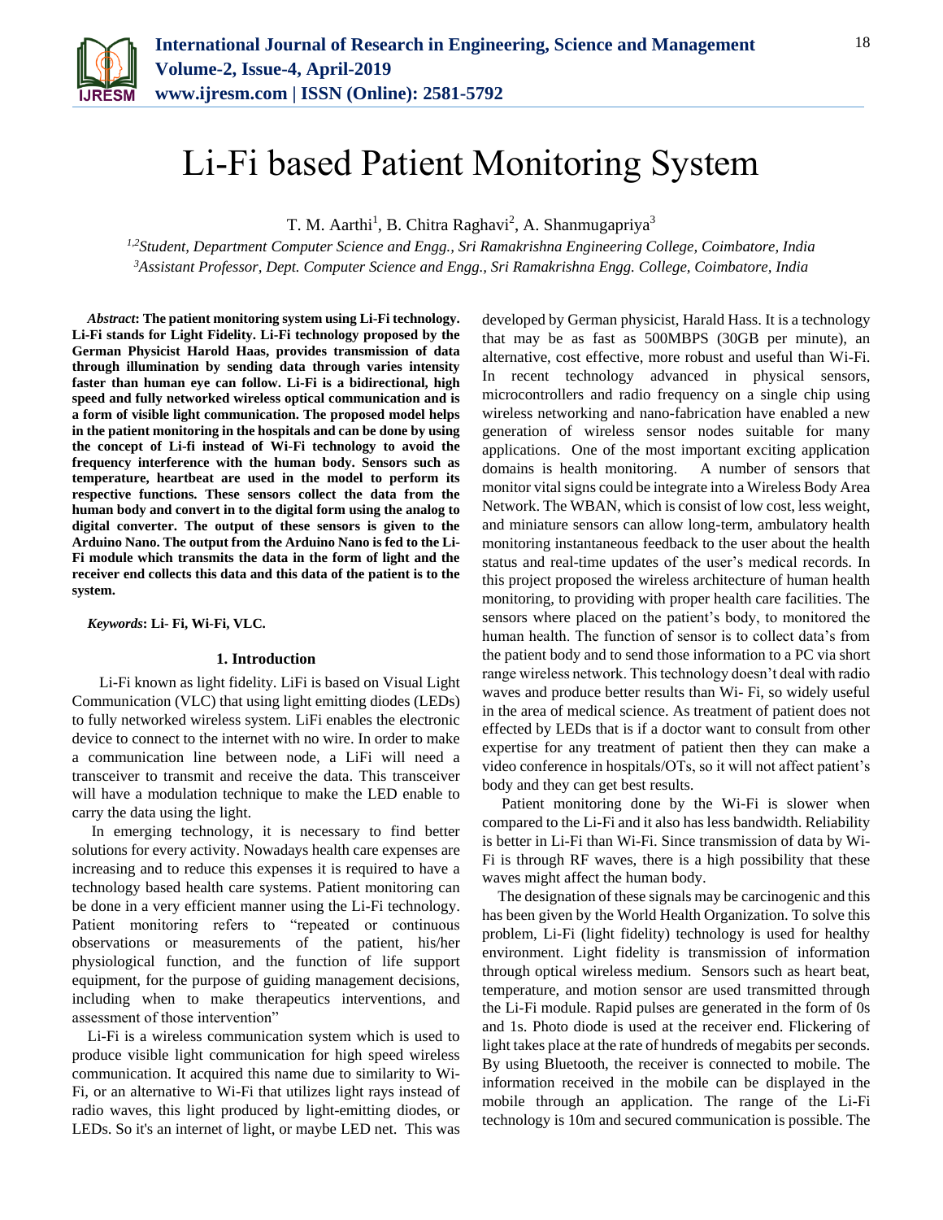# Li-Fi based Patient Monitoring System

T. M. Aarthi[1], B. Chitra Raghavi[2], A. Shanmugapriya[3]

[1,2]*Student, Department Computer Science and Engg., Sri Ramakrishna Engineering College, Coimbatore, India*
[3]*Assistant Professor, Dept. Computer Science and Engg., Sri Ramakrishna Engg. College, Coimbatore, India*

***Abstract*: The patient monitoring system using Li-Fi technology. Li-Fi stands for Light Fidelity. Li-Fi technology proposed by the German Physicist Harold Haas, provides transmission of data through illumination by sending data through varies intensity faster than human eye can follow. Li-Fi is a bidirectional, high speed and fully networked wireless optical communication and is a form of visible light communication. The proposed model helps in the patient monitoring in the hospitals and can be done by using the concept of Li-fi instead of Wi-Fi technology to avoid the frequency interference with the human body. Sensors such as temperature, heartbeat are used in the model to perform its respective functions. These sensors collect the data from the human body and convert in to the digital form using the analog to digital converter. The output of these sensors is given to the Arduino Nano. The output from the Arduino Nano is fed to the Li-Fi module which transmits the data in the form of light and the receiver end collects this data and this data of the patient is to the system.**

***Keywords*: Li- Fi, Wi-Fi, VLC.**

## 1. Introduction

Li-Fi known as light fidelity. LiFi is based on Visual Light Communication (VLC) that using light emitting diodes (LEDs) to fully networked wireless system. LiFi enables the electronic device to connect to the internet with no wire. In order to make a communication line between node, a LiFi will need a transceiver to transmit and receive the data. This transceiver will have a modulation technique to make the LED enable to carry the data using the light.

In emerging technology, it is necessary to find better solutions for every activity. Nowadays health care expenses are increasing and to reduce this expenses it is required to have a technology based health care systems. Patient monitoring can be done in a very efficient manner using the Li-Fi technology. Patient monitoring refers to "repeated or continuous observations or measurements of the patient, his/her physiological function, and the function of life support equipment, for the purpose of guiding management decisions, including when to make therapeutics interventions, and assessment of those intervention"

Li-Fi is a wireless communication system which is used to produce visible light communication for high speed wireless communication. It acquired this name due to similarity to Wi-Fi, or an alternative to Wi-Fi that utilizes light rays instead of radio waves, this light produced by light-emitting diodes, or LEDs. So it's an internet of light, or maybe LED net. This was developed by German physicist, Harald Hass. It is a technology that may be as fast as 500MBPS (30GB per minute), an alternative, cost effective, more robust and useful than Wi-Fi. In recent technology advanced in physical sensors, microcontrollers and radio frequency on a single chip using wireless networking and nano-fabrication have enabled a new generation of wireless sensor nodes suitable for many applications. One of the most important exciting application domains is health monitoring. A number of sensors that monitor vital signs could be integrate into a Wireless Body Area Network. The WBAN, which is consist of low cost, less weight, and miniature sensors can allow long-term, ambulatory health monitoring instantaneous feedback to the user about the health status and real-time updates of the user's medical records. In this project proposed the wireless architecture of human health monitoring, to providing with proper health care facilities. The sensors where placed on the patient's body, to monitored the human health. The function of sensor is to collect data's from the patient body and to send those information to a PC via short range wireless network. This technology doesn't deal with radio waves and produce better results than Wi- Fi, so widely useful in the area of medical science. As treatment of patient does not effected by LEDs that is if a doctor want to consult from other expertise for any treatment of patient then they can make a video conference in hospitals/OTs, so it will not affect patient's body and they can get best results.

Patient monitoring done by the Wi-Fi is slower when compared to the Li-Fi and it also has less bandwidth. Reliability is better in Li-Fi than Wi-Fi. Since transmission of data by Wi-Fi is through RF waves, there is a high possibility that these waves might affect the human body.

The designation of these signals may be carcinogenic and this has been given by the World Health Organization. To solve this problem, Li-Fi (light fidelity) technology is used for healthy environment. Light fidelity is transmission of information through optical wireless medium. Sensors such as heart beat, temperature, and motion sensor are used transmitted through the Li-Fi module. Rapid pulses are generated in the form of 0s and 1s. Photo diode is used at the receiver end. Flickering of light takes place at the rate of hundreds of megabits per seconds. By using Bluetooth, the receiver is connected to mobile. The information received in the mobile can be displayed in the mobile through an application. The range of the Li-Fi technology is 10m and secured communication is possible. The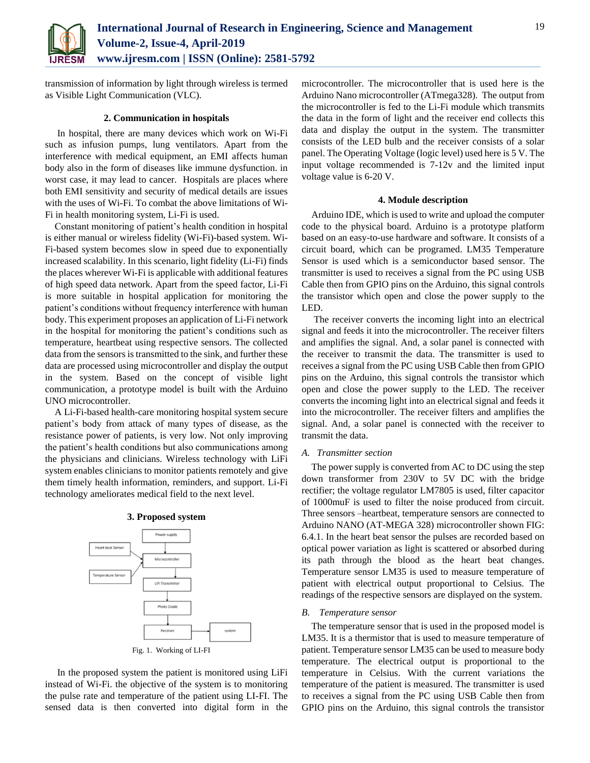transmission of information by light through wireless is termed as Visible Light Communication (VLC).

### 2. Communication in hospitals

In hospital, there are many devices which work on Wi-Fi such as infusion pumps, lung ventilators. Apart from the interference with medical equipment, an EMI affects human body also in the form of diseases like immune dysfunction. in worst case, it may lead to cancer. Hospitals are places where both EMI sensitivity and security of medical details are issues with the uses of Wi-Fi. To combat the above limitations of Wi-Fi in health monitoring system, Li-Fi is used.

Constant monitoring of patient's health condition in hospital is either manual or wireless fidelity (Wi-Fi)-based system. Wi-Fi-based system becomes slow in speed due to exponentially increased scalability. In this scenario, light fidelity (Li-Fi) finds the places wherever Wi-Fi is applicable with additional features of high speed data network. Apart from the speed factor, Li-Fi is more suitable in hospital application for monitoring the patient's conditions without frequency interference with human body. This experiment proposes an application of Li-Fi network in the hospital for monitoring the patient's conditions such as temperature, heartbeat using respective sensors. The collected data from the sensors is transmitted to the sink, and further these data are processed using microcontroller and display the output in the system. Based on the concept of visible light communication, a prototype model is built with the Arduino UNO microcontroller.

A Li-Fi-based health-care monitoring hospital system secure patient's body from attack of many types of disease, as the resistance power of patients, is very low. Not only improving the patient's health conditions but also communications among the physicians and clinicians. Wireless technology with LiFi system enables clinicians to monitor patients remotely and give them timely health information, reminders, and support. Li-Fi technology ameliorates medical field to the next level.

### 3. Proposed system

Power supply → Microcontroller ← Heart beat Sensor, Temperature Sensor; Microcontroller → LIFI Transmitter → Photo Diode → Receiver → system

Fig. 1. Working of LI-FI

In the proposed system the patient is monitored using LiFi instead of Wi-Fi. the objective of the system is to monitoring the pulse rate and temperature of the patient using LI-FI. The sensed data is then converted into digital form in the microcontroller. The microcontroller that is used here is the Arduino Nano microcontroller (ATmega328). The output from the microcontroller is fed to the Li-Fi module which transmits the data in the form of light and the receiver end collects this data and display the output in the system. The transmitter consists of the LED bulb and the receiver consists of a solar panel. The Operating Voltage (logic level) used here is 5 V. The input voltage recommended is 7-12v and the limited input voltage value is 6-20 V.

### 4. Module description

Arduino IDE, which is used to write and upload the computer code to the physical board. Arduino is a prototype platform based on an easy-to-use hardware and software. It consists of a circuit board, which can be programed. LM35 Temperature Sensor is used which is a semiconductor based sensor. The transmitter is used to receives a signal from the PC using USB Cable then from GPIO pins on the Arduino, this signal controls the transistor which open and close the power supply to the LED.

The receiver converts the incoming light into an electrical signal and feeds it into the microcontroller. The receiver filters and amplifies the signal. And, a solar panel is connected with the receiver to transmit the data. The transmitter is used to receives a signal from the PC using USB Cable then from GPIO pins on the Arduino, this signal controls the transistor which open and close the power supply to the LED. The receiver converts the incoming light into an electrical signal and feeds it into the microcontroller. The receiver filters and amplifies the signal. And, a solar panel is connected with the receiver to transmit the data.

#### *A. Transmitter section*

The power supply is converted from AC to DC using the step down transformer from 230V to 5V DC with the bridge rectifier; the voltage regulator LM7805 is used, filter capacitor of 1000muF is used to filter the noise produced from circuit. Three sensors –heartbeat, temperature sensors are connected to Arduino NANO (AT-MEGA 328) microcontroller shown FIG: 6.4.1. In the heart beat sensor the pulses are recorded based on optical power variation as light is scattered or absorbed during its path through the blood as the heart beat changes. Temperature sensor LM35 is used to measure temperature of patient with electrical output proportional to Celsius. The readings of the respective sensors are displayed on the system.

#### *B. Temperature sensor*

The temperature sensor that is used in the proposed model is LM35. It is a thermistor that is used to measure temperature of patient. Temperature sensor LM35 can be used to measure body temperature. The electrical output is proportional to the temperature in Celsius. With the current variations the temperature of the patient is measured. The transmitter is used to receives a signal from the PC using USB Cable then from GPIO pins on the Arduino, this signal controls the transistor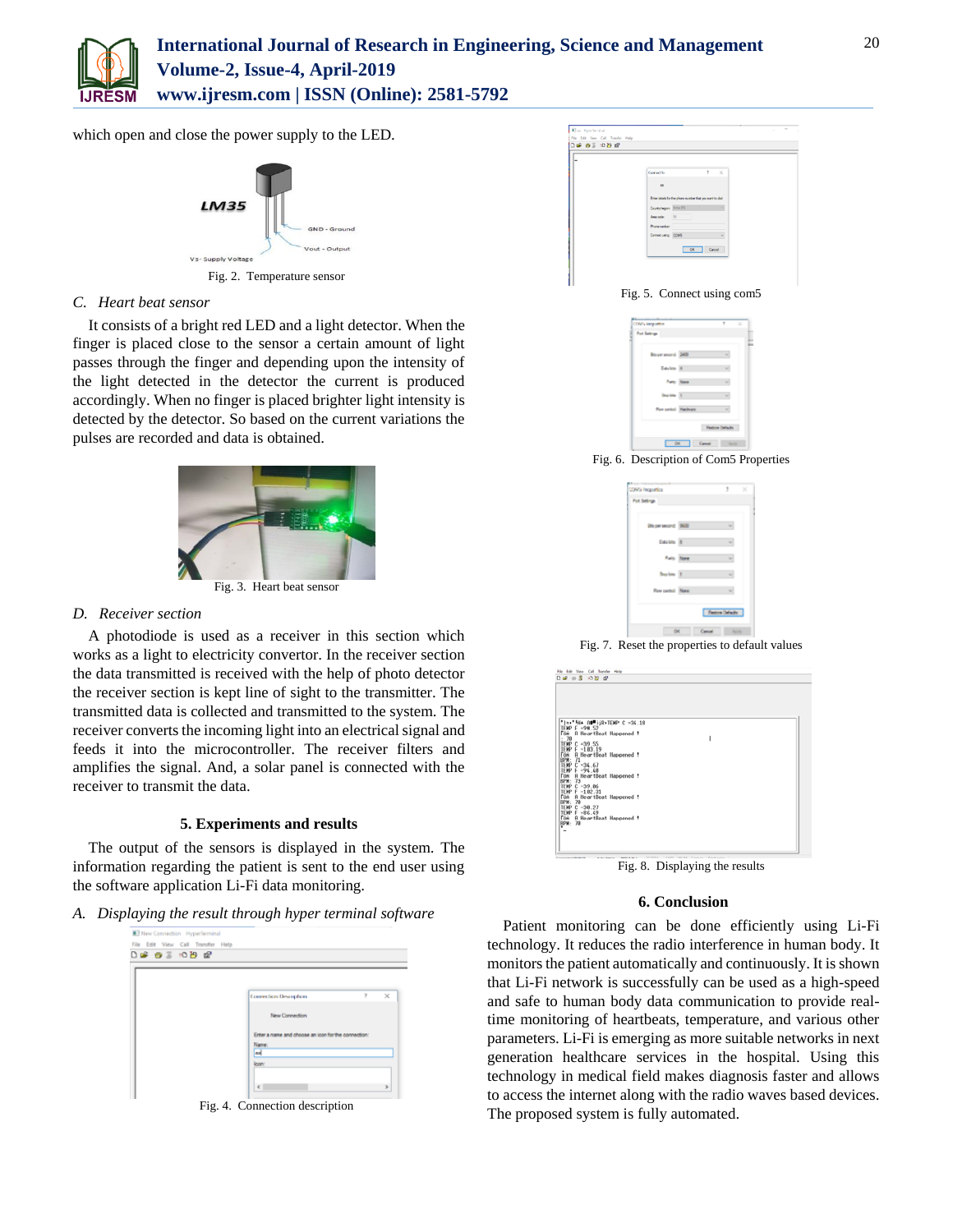which open and close the power supply to the LED.

Fig. 2. Temperature sensor

### C. *Heart beat sensor*

It consists of a bright red LED and a light detector. When the finger is placed close to the sensor a certain amount of light passes through the finger and depending upon the intensity of the light detected in the detector the current is produced accordingly. When no finger is placed brighter light intensity is detected by the detector. So based on the current variations the pulses are recorded and data is obtained.

Fig. 3. Heart beat sensor

### D. *Receiver section*

A photodiode is used as a receiver in this section which works as a light to electricity convertor. In the receiver section the data transmitted is received with the help of photo detector the receiver section is kept line of sight to the transmitter. The transmitted data is collected and transmitted to the system. The receiver converts the incoming light into an electrical signal and feeds it into the microcontroller. The receiver filters and amplifies the signal. And, a solar panel is connected with the receiver to transmit the data.

## 5. Experiments and results

The output of the sensors is displayed in the system. The information regarding the patient is sent to the end user using the software application Li-Fi data monitoring.

### A. *Displaying the result through hyper terminal software*

Fig. 4. Connection description

Fig. 5. Connect using com5

Fig. 6. Description of Com5 Properties

Fig. 7. Reset the properties to default values

Fig. 8. Displaying the results

## 6. Conclusion

Patient monitoring can be done efficiently using Li-Fi technology. It reduces the radio interference in human body. It monitors the patient automatically and continuously. It is shown that Li-Fi network is successfully can be used as a high-speed and safe to human body data communication to provide real-time monitoring of heartbeats, temperature, and various other parameters. Li-Fi is emerging as more suitable networks in next generation healthcare services in the hospital. Using this technology in medical field makes diagnosis faster and allows to access the internet along with the radio waves based devices. The proposed system is fully automated.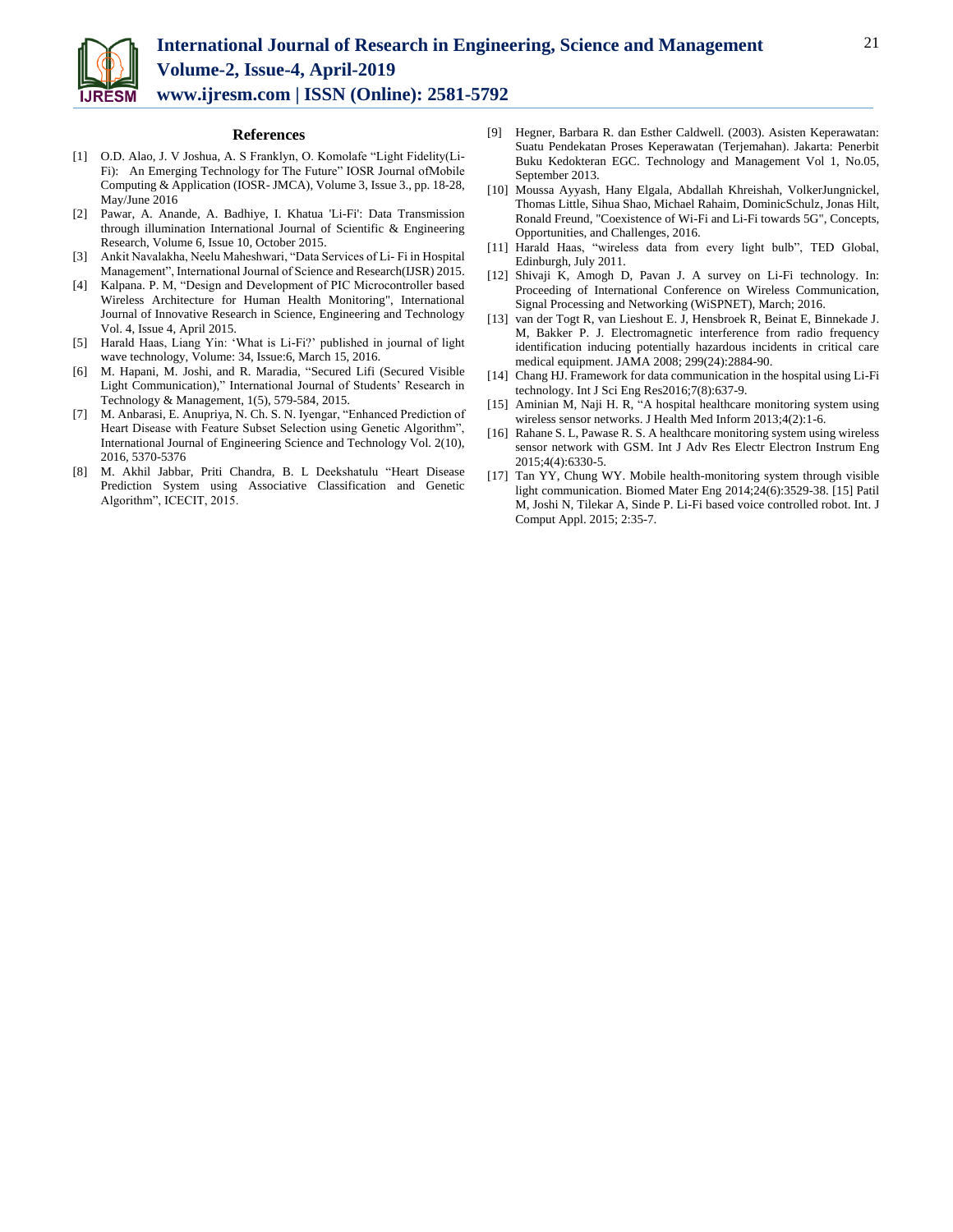## References

[1] O.D. Alao, J. V Joshua, A. S Franklyn, O. Komolafe "Light Fidelity(Li-Fi): An Emerging Technology for The Future" IOSR Journal ofMobile Computing & Application (IOSR- JMCA), Volume 3, Issue 3., pp. 18-28, May/June 2016

[2] Pawar, A. Anande, A. Badhiye, I. Khatua 'Li-Fi': Data Transmission through illumination International Journal of Scientific & Engineering Research, Volume 6, Issue 10, October 2015.

[3] Ankit Navalakha, Neelu Maheshwari, "Data Services of Li- Fi in Hospital Management", International Journal of Science and Research(IJSR) 2015.

[4] Kalpana. P. M, "Design and Development of PIC Microcontroller based Wireless Architecture for Human Health Monitoring", International Journal of Innovative Research in Science, Engineering and Technology Vol. 4, Issue 4, April 2015.

[5] Harald Haas, Liang Yin: 'What is Li-Fi?' published in journal of light wave technology, Volume: 34, Issue:6, March 15, 2016.

[6] M. Hapani, M. Joshi, and R. Maradia, "Secured Lifi (Secured Visible Light Communication)," International Journal of Students' Research in Technology & Management, 1(5), 579-584, 2015.

[7] M. Anbarasi, E. Anupriya, N. Ch. S. N. Iyengar, "Enhanced Prediction of Heart Disease with Feature Subset Selection using Genetic Algorithm", International Journal of Engineering Science and Technology Vol. 2(10), 2016, 5370-5376

[8] M. Akhil Jabbar, Priti Chandra, B. L Deekshatulu "Heart Disease Prediction System using Associative Classification and Genetic Algorithm", ICECIT, 2015.

[9] Hegner, Barbara R. dan Esther Caldwell. (2003). Asisten Keperawatan: Suatu Pendekatan Proses Keperawatan (Terjemahan). Jakarta: Penerbit Buku Kedokteran EGC. Technology and Management Vol 1, No.05, September 2013.

[10] Moussa Ayyash, Hany Elgala, Abdallah Khreishah, VolkerJungnickel, Thomas Little, Sihua Shao, Michael Rahaim, DominicSchulz, Jonas Hilt, Ronald Freund, "Coexistence of Wi-Fi and Li-Fi towards 5G", Concepts, Opportunities, and Challenges, 2016.

[11] Harald Haas, "wireless data from every light bulb", TED Global, Edinburgh, July 2011.

[12] Shivaji K, Amogh D, Pavan J. A survey on Li-Fi technology. In: Proceeding of International Conference on Wireless Communication, Signal Processing and Networking (WiSPNET), March; 2016.

[13] van der Togt R, van Lieshout E. J, Hensbroek R, Beinat E, Binnekade J. M, Bakker P. J. Electromagnetic interference from radio frequency identification inducing potentially hazardous incidents in critical care medical equipment. JAMA 2008; 299(24):2884-90.

[14] Chang HJ. Framework for data communication in the hospital using Li-Fi technology. Int J Sci Eng Res2016;7(8):637-9.

[15] Aminian M, Naji H. R, "A hospital healthcare monitoring system using wireless sensor networks. J Health Med Inform 2013;4(2):1-6.

[16] Rahane S. L, Pawase R. S. A healthcare monitoring system using wireless sensor network with GSM. Int J Adv Res Electr Electron Instrum Eng 2015;4(4):6330-5.

[17] Tan YY, Chung WY. Mobile health-monitoring system through visible light communication. Biomed Mater Eng 2014;24(6):3529-38. [15] Patil M, Joshi N, Tilekar A, Sinde P. Li-Fi based voice controlled robot. Int. J Comput Appl. 2015; 2:35-7.